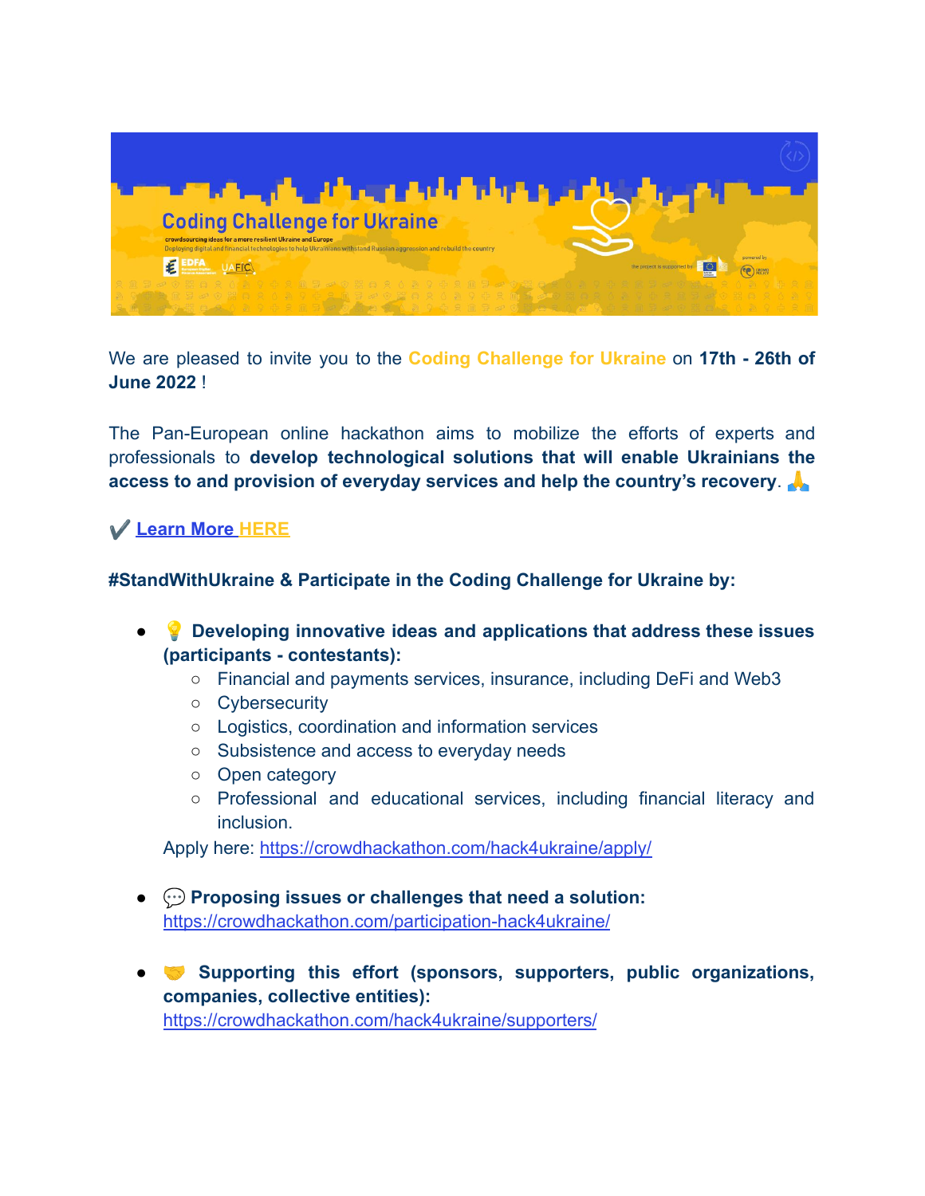We are pleased to invite you to the **Coding Challenge for Ukraine** on **17th - 26th of June 2022** !

The Pan-European online hackathon aims to mobilize the efforts of experts and professionals to **develop technological solutions that will enable Ukrainians the access to and provision of everyday services and help the country's recovery**. 🙏

✔️ **Learn More HERE**

**#StandWithUkraine & Participate in the Coding Challenge for Ukraine by:**

- 💡 **Developing innovative ideas and applications that address these issues (participants - contestants):**
  - Financial and payments services, insurance, including DeFi and Web3
  - Cybersecurity
  - Logistics, coordination and information services
  - Subsistence and access to everyday needs
  - Open category
  - Professional and educational services, including financial literacy and inclusion.

  Apply here: https://crowdhackathon.com/hack4ukraine/apply/

- 💬 **Proposing issues or challenges that need a solution:** https://crowdhackathon.com/participation-hack4ukraine/

- 🤝 **Supporting this effort (sponsors, supporters, public organizations, companies, collective entities):** https://crowdhackathon.com/hack4ukraine/supporters/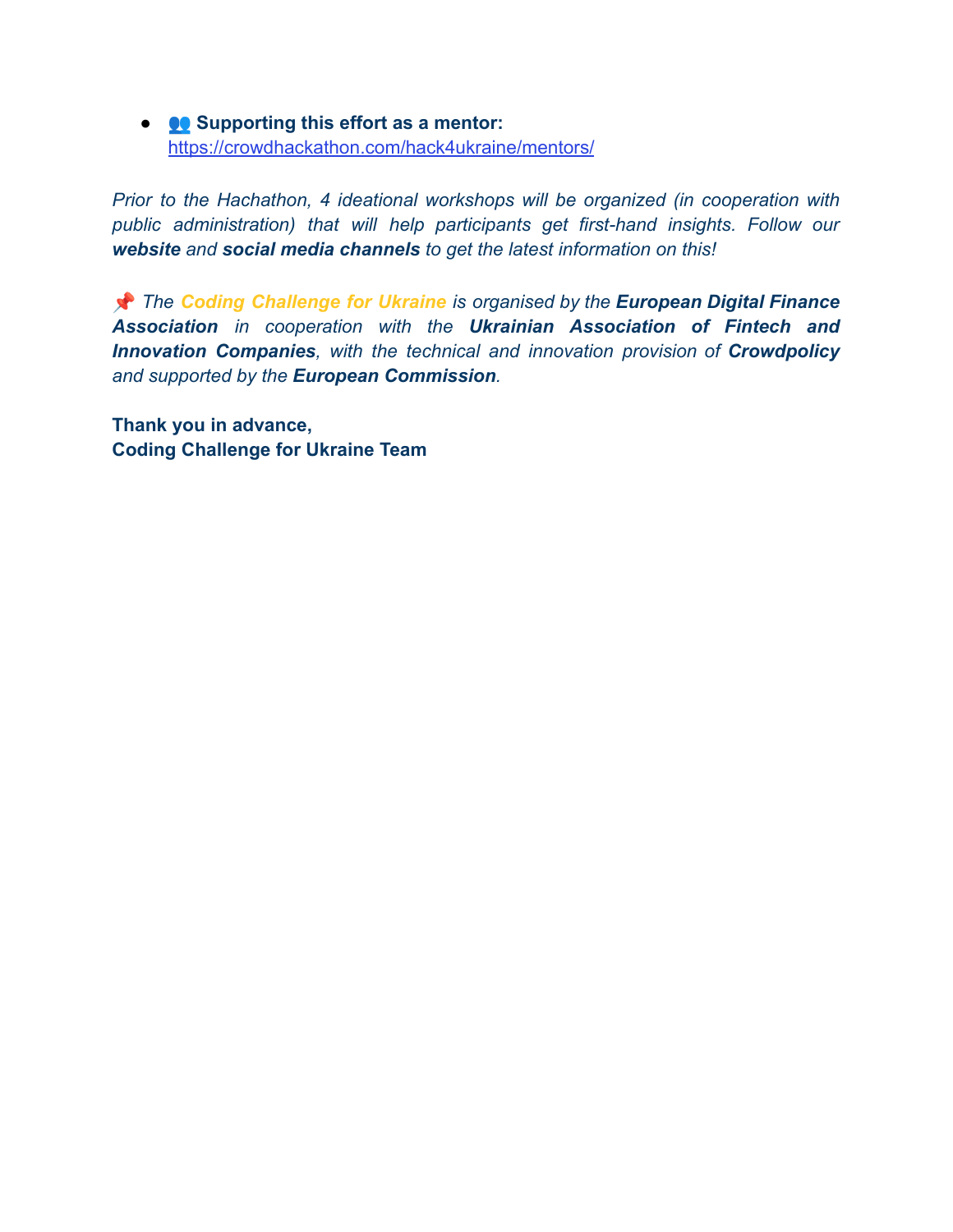- 👥 **Supporting this effort as a mentor:** https://crowdhackathon.com/hack4ukraine/mentors/

*Prior to the Hachathon, 4 ideational workshops will be organized (in cooperation with public administration) that will help participants get first-hand insights. Follow our **website** and **social media channels** to get the latest information on this!*

📌 *The **Coding Challenge for Ukraine** is organised by the **European Digital Finance Association** in cooperation with the **Ukrainian Association of Fintech and Innovation Companies**, with the technical and innovation provision of **Crowdpolicy** and supported by the **European Commission**.*

**Thank you in advance,**
**Coding Challenge for Ukraine Team**